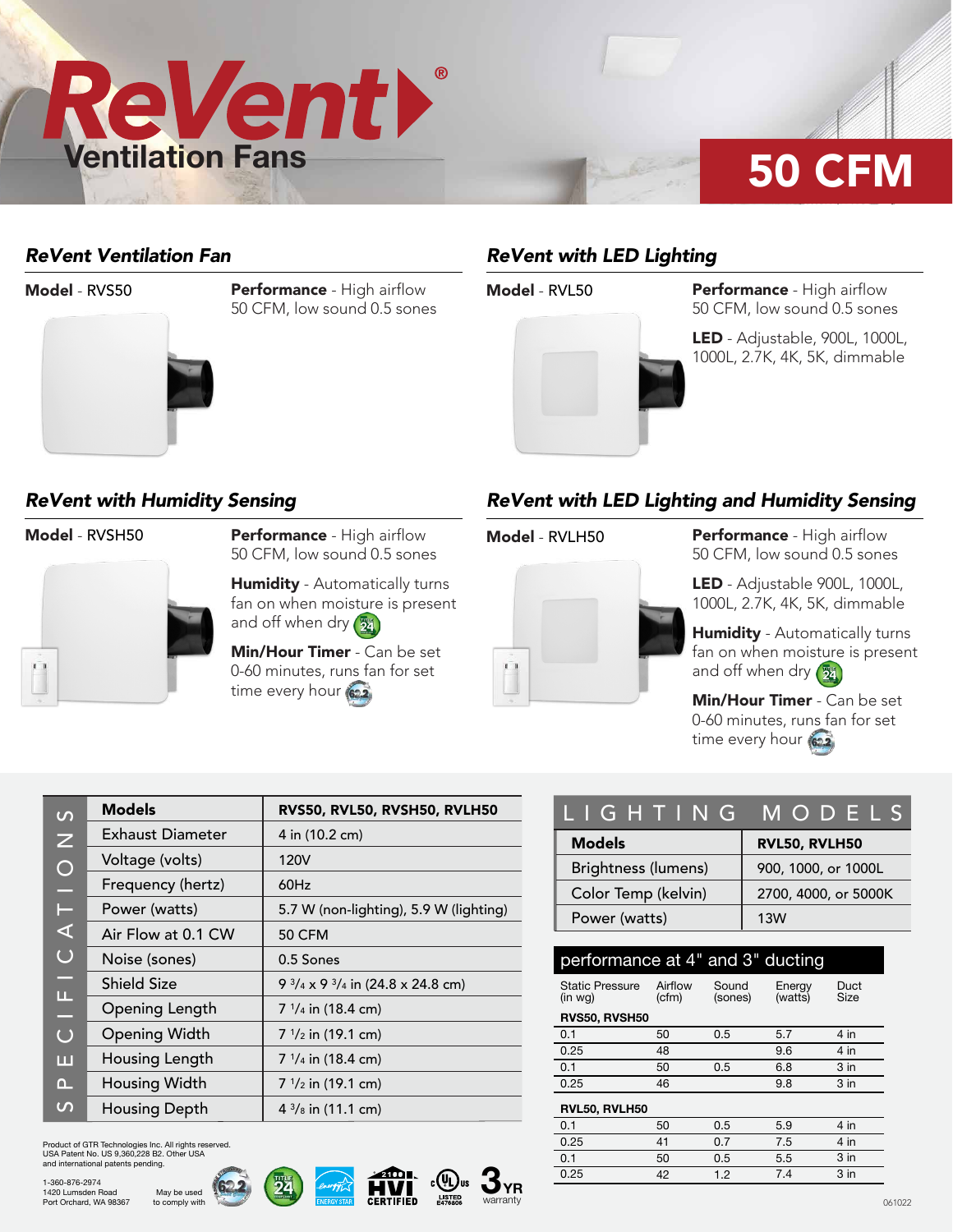# ReVent® Ventilation Fans

## 50 CFM

### ReVent Ventilation Fan

**Model** - RVS50

**Performance** - High airflow 50 CFM, low sound 0.5 sones

### ReVent with LED Lighting

**Model** - RVL50

**Performance** - High airflow 50 CFM, low sound 0.5 sones

**LED** - Adjustable, 900L, 1000L, 1000L, 2.7K, 4K, 5K, dimmable

### ReVent with Humidity Sensing

**Model** - RVSH50

**Performance** - High airflow 50 CFM, low sound 0.5 sones

**Humidity** - Automatically turns fan on when moisture is present and off when dry

**Min/Hour Timer** - Can be set 0-60 minutes, runs fan for set time every hour

### ReVent with LED Lighting and Humidity Sensing

**Model** - RVLH50

**Performance** - High airflow 50 CFM, low sound 0.5 sones

**LED** - Adjustable 900L, 1000L, 1000L, 2.7K, 4K, 5K, dimmable

**Humidity** - Automatically turns fan on when moisture is present and off when dry

**Min/Hour Timer** - Can be set 0-60 minutes, runs fan for set time every hour

## SPECIFICATIONS

| Models | RVS50, RVL50, RVSH50, RVLH50 |
|---|---|
| Exhaust Diameter | 4 in (10.2 cm) |
| Voltage (volts) | 120V |
| Frequency (hertz) | 60Hz |
| Power (watts) | 5.7 W (non-lighting), 5.9 W (lighting) |
| Air Flow at 0.1 CW | 50 CFM |
| Noise (sones) | 0.5 Sones |
| Shield Size | 9 3/4 x 9 3/4 in (24.8 x 24.8 cm) |
| Opening Length | 7 1/4 in (18.4 cm) |
| Opening Width | 7 1/2 in (19.1 cm) |
| Housing Length | 7 1/4 in (18.4 cm) |
| Housing Width | 7 1/2 in (19.1 cm) |
| Housing Depth | 4 3/8 in (11.1 cm) |

## LIGHTING MODELS

| Models | RVL50, RVLH50 |
|---|---|
| Brightness (lumens) | 900, 1000, or 1000L |
| Color Temp (kelvin) | 2700, 4000, or 5000K |
| Power (watts) | 13W |

## performance at 4" and 3" ducting

| Static Pressure (in wg) | Airflow (cfm) | Sound (sones) | Energy (watts) | Duct Size |
|---|---|---|---|---|
| **RVS50, RVSH50** | | | | |
| 0.1 | 50 | 0.5 | 5.7 | 4 in |
| 0.25 | 48 | | 9.6 | 4 in |
| 0.1 | 50 | 0.5 | 6.8 | 3 in |
| 0.25 | 46 | | 9.8 | 3 in |
| **RVL50, RVLH50** | | | | |
| 0.1 | 50 | 0.5 | 5.9 | 4 in |
| 0.25 | 41 | 0.7 | 7.5 | 4 in |
| 0.1 | 50 | 0.5 | 5.5 | 3 in |
| 0.25 | 42 | 1.2 | 7.4 | 3 in |

Product of GTR Technologies Inc. All rights reserved.
USA Patent No. US 9,360,228 B2. Other USA and international patents pending.

1-360-876-2974
1420 Lumsden Road
Port Orchard, WA 98367

May be used to comply with

HVI CERTIFIED

LISTED E476806

3 YR warranty

061022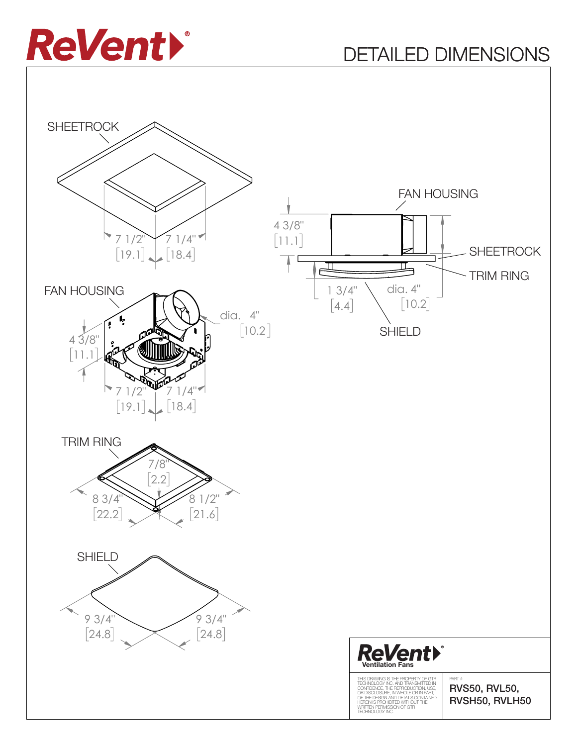ReVent®

# DETAILED DIMENSIONS

SHEETROCK

7 1/2" [19.1]

7 1/4" [18.4]

FAN HOUSING

4 3/8" [11.1]

SHEETROCK

TRIM RING

1 3/4" [4.4]

dia. 4" [10.2]

SHIELD

FAN HOUSING

4 3/8" [11.1]

dia. 4" [10.2]

7 1/2" [19.1]

7 1/4" [18.4]

TRIM RING

7/8" [2.2]

8 3/4" [22.2]

8 1/2" [21.6]

SHIELD

9 3/4" [24.8]

9 3/4" [24.8]

ReVent® Ventilation Fans

THIS DRAWING IS THE PROPERTY OF GTR TECHNOLOGY INC. AND TRANSMITTED IN CONFIDENCE. THE REPRODUCTION, USE, OR DISCLOSURE, IN WHOLE OR IN PART, OF THE DESIGN AND DETAILS CONTAINED HEREIN IS PROHIBITED WITHOUT THE WRITTEN PERMISSION OF GTR TECHNOLOGY INC.

PART #

**RVS50, RVL50, RVSH50, RVLH50**